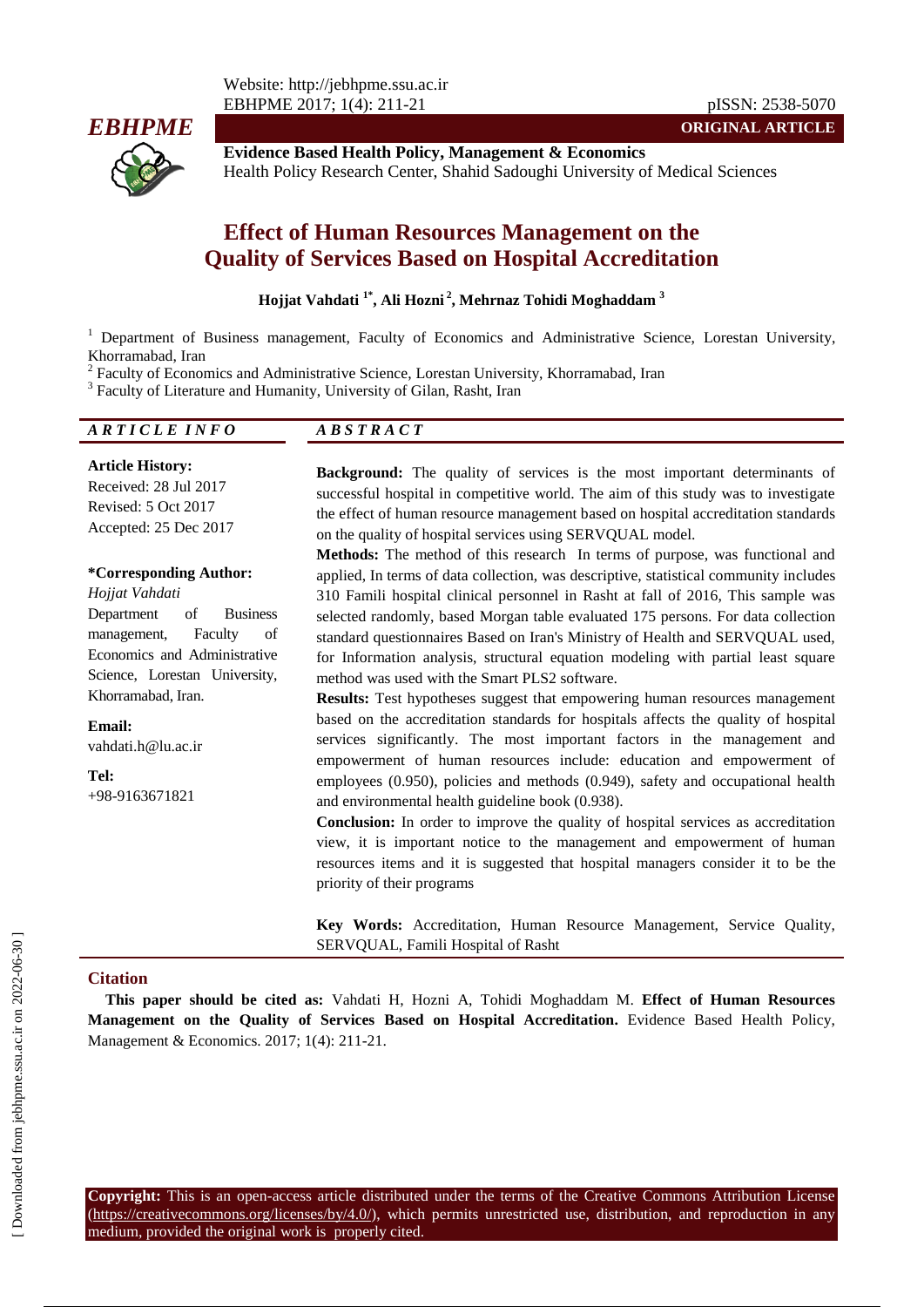**Evidence Based Health Policy, Management & Economics**
Health Policy Research Center, Shahid Sadoughi University of Medical Sciences

ORIGINAL ARTICLE

# Effect of Human Resources Management on the Quality of Services Based on Hospital Accreditation

**Hojjat Vahdati [1*], Ali Hozni [2], Mehrnaz Tohidi Moghaddam [3]**

[1] Department of Business management, Faculty of Economics and Administrative Science, Lorestan University, Khorramabad, Iran
[2] Faculty of Economics and Administrative Science, Lorestan University, Khorramabad, Iran
[3] Faculty of Literature and Humanity, University of Gilan, Rasht, Iran

## ARTICLE INFO

**Article History:**
Received: 28 Jul 2017
Revised: 5 Oct 2017
Accepted: 25 Dec 2017

**\*Corresponding Author:**
*Hojjat Vahdati*
Department of Business management, Faculty of Economics and Administrative Science, Lorestan University, Khorramabad, Iran.

**Email:**
vahdati.h@lu.ac.ir

**Tel:**
+98-9163671821

## ABSTRACT

**Background:** The quality of services is the most important determinants of successful hospital in competitive world. The aim of this study was to investigate the effect of human resource management based on hospital accreditation standards on the quality of hospital services using SERVQUAL model.

**Methods:** The method of this research In terms of purpose, was functional and applied, In terms of data collection, was descriptive, statistical community includes 310 Famili hospital clinical personnel in Rasht at fall of 2016, This sample was selected randomly, based Morgan table evaluated 175 persons. For data collection standard questionnaires Based on Iran's Ministry of Health and SERVQUAL used, for Information analysis, structural equation modeling with partial least square method was used with the Smart PLS2 software.

**Results:** Test hypotheses suggest that empowering human resources management based on the accreditation standards for hospitals affects the quality of hospital services significantly. The most important factors in the management and empowerment of human resources include: education and empowerment of employees (0.950), policies and methods (0.949), safety and occupational health and environmental health guideline book (0.938).

**Conclusion:** In order to improve the quality of hospital services as accreditation view, it is important notice to the management and empowerment of human resources items and it is suggested that hospital managers consider it to be the priority of their programs

**Key Words:** Accreditation, Human Resource Management, Service Quality, SERVQUAL, Famili Hospital of Rasht

## Citation

**This paper should be cited as:** Vahdati H, Hozni A, Tohidi Moghaddam M. **Effect of Human Resources Management on the Quality of Services Based on Hospital Accreditation.** Evidence Based Health Policy, Management & Economics. 2017; 1(4): 211-21.

**Copyright:** This is an open-access article distributed under the terms of the Creative Commons Attribution License (https://creativecommons.org/licenses/by/4.0/), which permits unrestricted use, distribution, and reproduction in any medium, provided the original work is properly cited.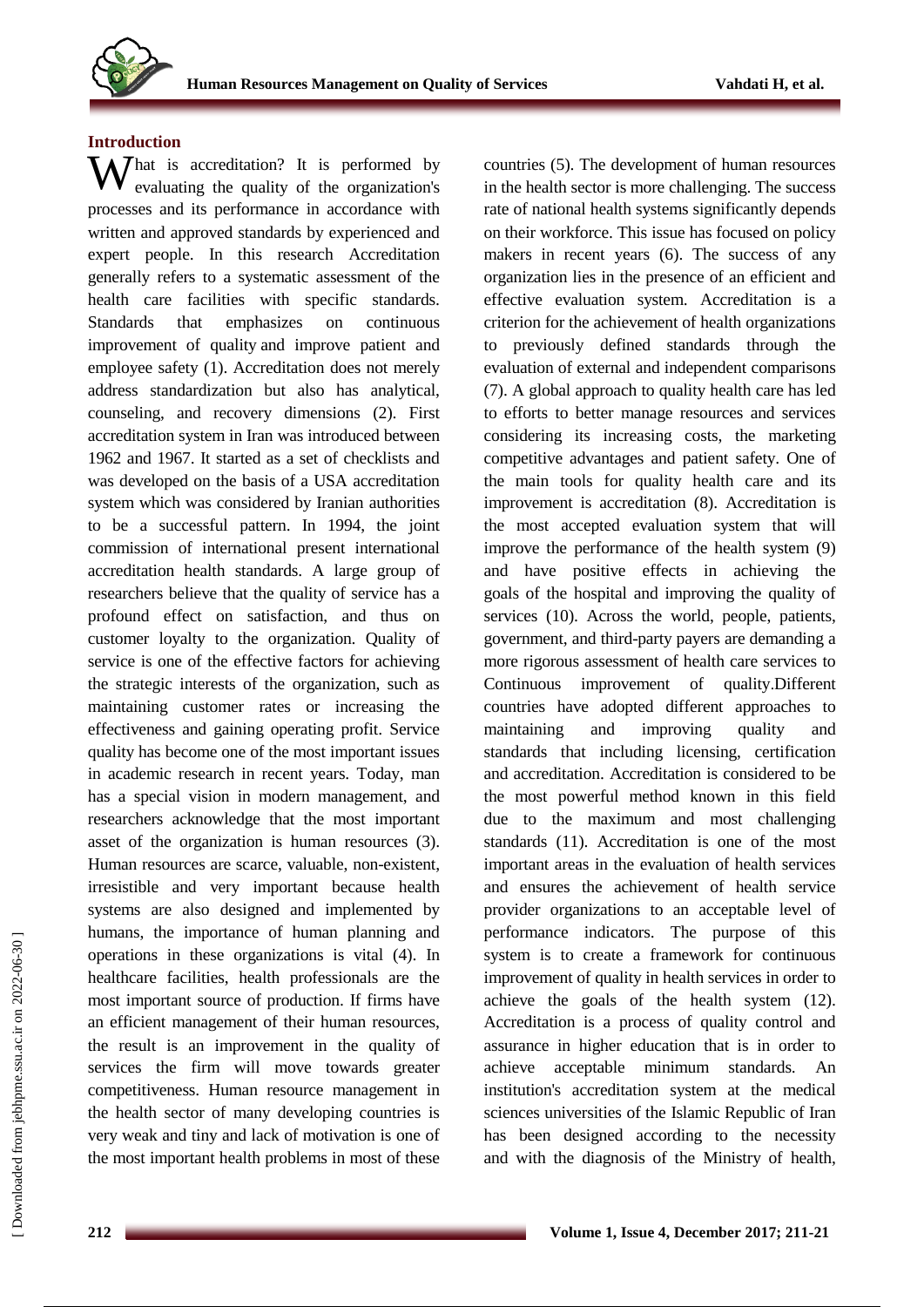## Introduction

What is accreditation? It is performed by evaluating the quality of the organization's processes and its performance in accordance with written and approved standards by experienced and expert people. In this research Accreditation generally refers to a systematic assessment of the health care facilities with specific standards. Standards that emphasizes on continuous improvement of quality and improve patient and employee safety (1). Accreditation does not merely address standardization but also has analytical, counseling, and recovery dimensions (2). First accreditation system in Iran was introduced between 1962 and 1967. It started as a set of checklists and was developed on the basis of a USA accreditation system which was considered by Iranian authorities to be a successful pattern. In 1994, the joint commission of international present international accreditation health standards. A large group of researchers believe that the quality of service has a profound effect on satisfaction, and thus on customer loyalty to the organization. Quality of service is one of the effective factors for achieving the strategic interests of the organization, such as maintaining customer rates or increasing the effectiveness and gaining operating profit. Service quality has become one of the most important issues in academic research in recent years. Today, man has a special vision in modern management, and researchers acknowledge that the most important asset of the organization is human resources (3). Human resources are scarce, valuable, non-existent, irresistible and very important because health systems are also designed and implemented by humans, the importance of human planning and operations in these organizations is vital (4). In healthcare facilities, health professionals are the most important source of production. If firms have an efficient management of their human resources, the result is an improvement in the quality of services the firm will move towards greater competitiveness. Human resource management in the health sector of many developing countries is very weak and tiny and lack of motivation is one of the most important health problems in most of these countries (5). The development of human resources in the health sector is more challenging. The success rate of national health systems significantly depends on their workforce. This issue has focused on policy makers in recent years (6). The success of any organization lies in the presence of an efficient and effective evaluation system. Accreditation is a criterion for the achievement of health organizations to previously defined standards through the evaluation of external and independent comparisons (7). A global approach to quality health care has led to efforts to better manage resources and services considering its increasing costs, the marketing competitive advantages and patient safety. One of the main tools for quality health care and its improvement is accreditation (8). Accreditation is the most accepted evaluation system that will improve the performance of the health system (9) and have positive effects in achieving the goals of the hospital and improving the quality of services (10). Across the world, people, patients, government, and third-party payers are demanding a more rigorous assessment of health care services to Continuous improvement of quality.Different countries have adopted different approaches to maintaining and improving quality and standards that including licensing, certification and accreditation. Accreditation is considered to be the most powerful method known in this field due to the maximum and most challenging standards (11). Accreditation is one of the most important areas in the evaluation of health services and ensures the achievement of health service provider organizations to an acceptable level of performance indicators. The purpose of this system is to create a framework for continuous improvement of quality in health services in order to achieve the goals of the health system (12). Accreditation is a process of quality control and assurance in higher education that is in order to achieve acceptable minimum standards. An institution's accreditation system at the medical sciences universities of the Islamic Republic of Iran has been designed according to the necessity and with the diagnosis of the Ministry of health,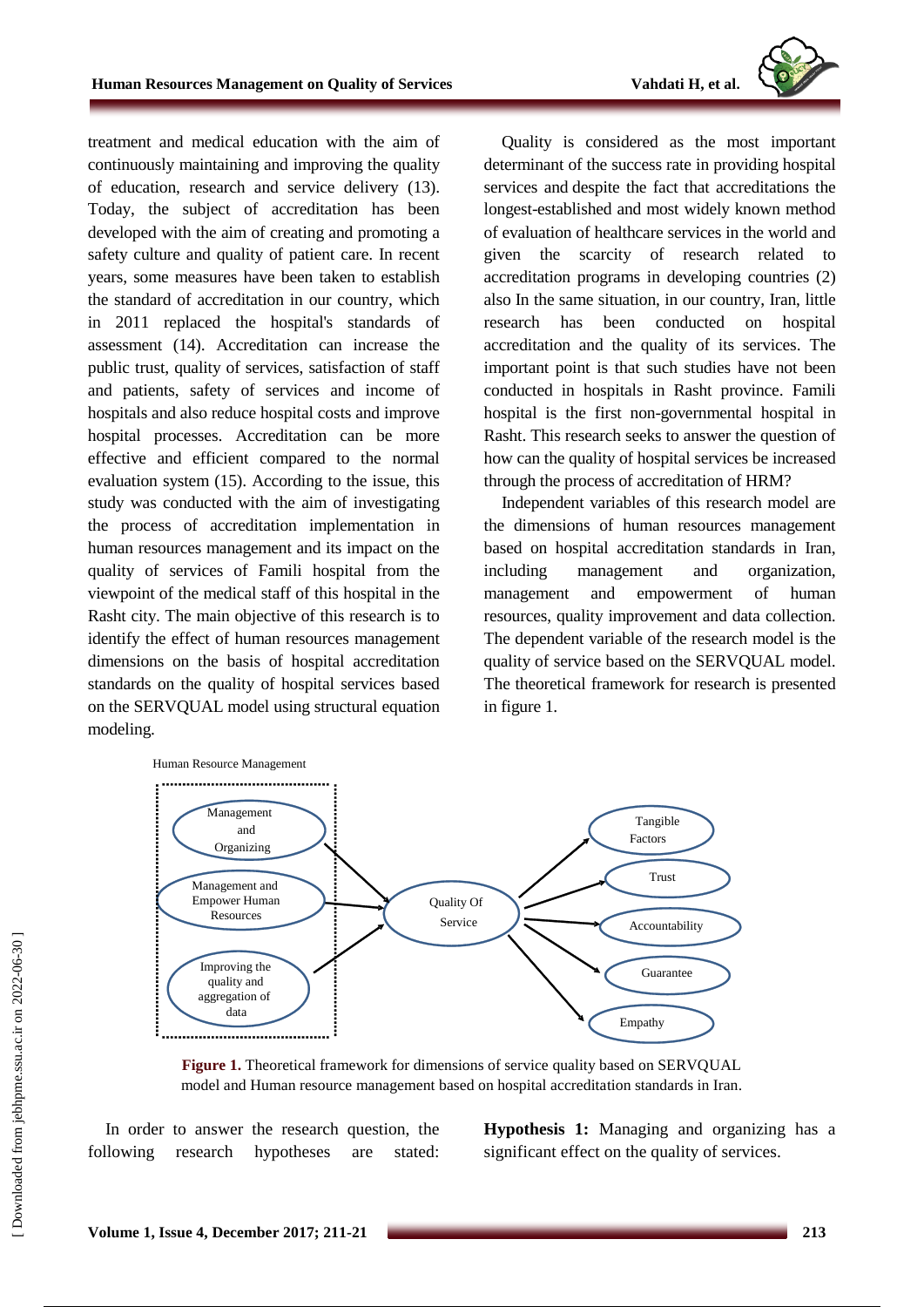treatment and medical education with the aim of continuously maintaining and improving the quality of education, research and service delivery (13). Today, the subject of accreditation has been developed with the aim of creating and promoting a safety culture and quality of patient care. In recent years, some measures have been taken to establish the standard of accreditation in our country, which in 2011 replaced the hospital's standards of assessment (14). Accreditation can increase the public trust, quality of services, satisfaction of staff and patients, safety of services and income of hospitals and also reduce hospital costs and improve hospital processes. Accreditation can be more effective and efficient compared to the normal evaluation system (15). According to the issue, this study was conducted with the aim of investigating the process of accreditation implementation in human resources management and its impact on the quality of services of Famili hospital from the viewpoint of the medical staff of this hospital in the Rasht city. The main objective of this research is to identify the effect of human resources management dimensions on the basis of hospital accreditation standards on the quality of hospital services based on the SERVQUAL model using structural equation modeling.

Quality is considered as the most important determinant of the success rate in providing hospital services and despite the fact that accreditations the longest-established and most widely known method of evaluation of healthcare services in the world and given the scarcity of research related to accreditation programs in developing countries (2) also In the same situation, in our country, Iran, little research has been conducted on hospital accreditation and the quality of its services. The important point is that such studies have not been conducted in hospitals in Rasht province. Famili hospital is the first non-governmental hospital in Rasht. This research seeks to answer the question of how can the quality of hospital services be increased through the process of accreditation of HRM?

Independent variables of this research model are the dimensions of human resources management based on hospital accreditation standards in Iran, including management and organization, management and empowerment of human resources, quality improvement and data collection. The dependent variable of the research model is the quality of service based on the SERVQUAL model. The theoretical framework for research is presented in figure 1.

Human Resource Management

Management and Organizing

Management and Empower Human Resources

Improving the quality and aggregation of data

Quality Of Service

Tangible Factors

Trust

Accountability

Guarantee

Empathy

**Figure 1.** Theoretical framework for dimensions of service quality based on SERVQUAL model and Human resource management based on hospital accreditation standards in Iran.

In order to answer the research question, the following research hypotheses are stated:

**Hypothesis 1:** Managing and organizing has a significant effect on the quality of services.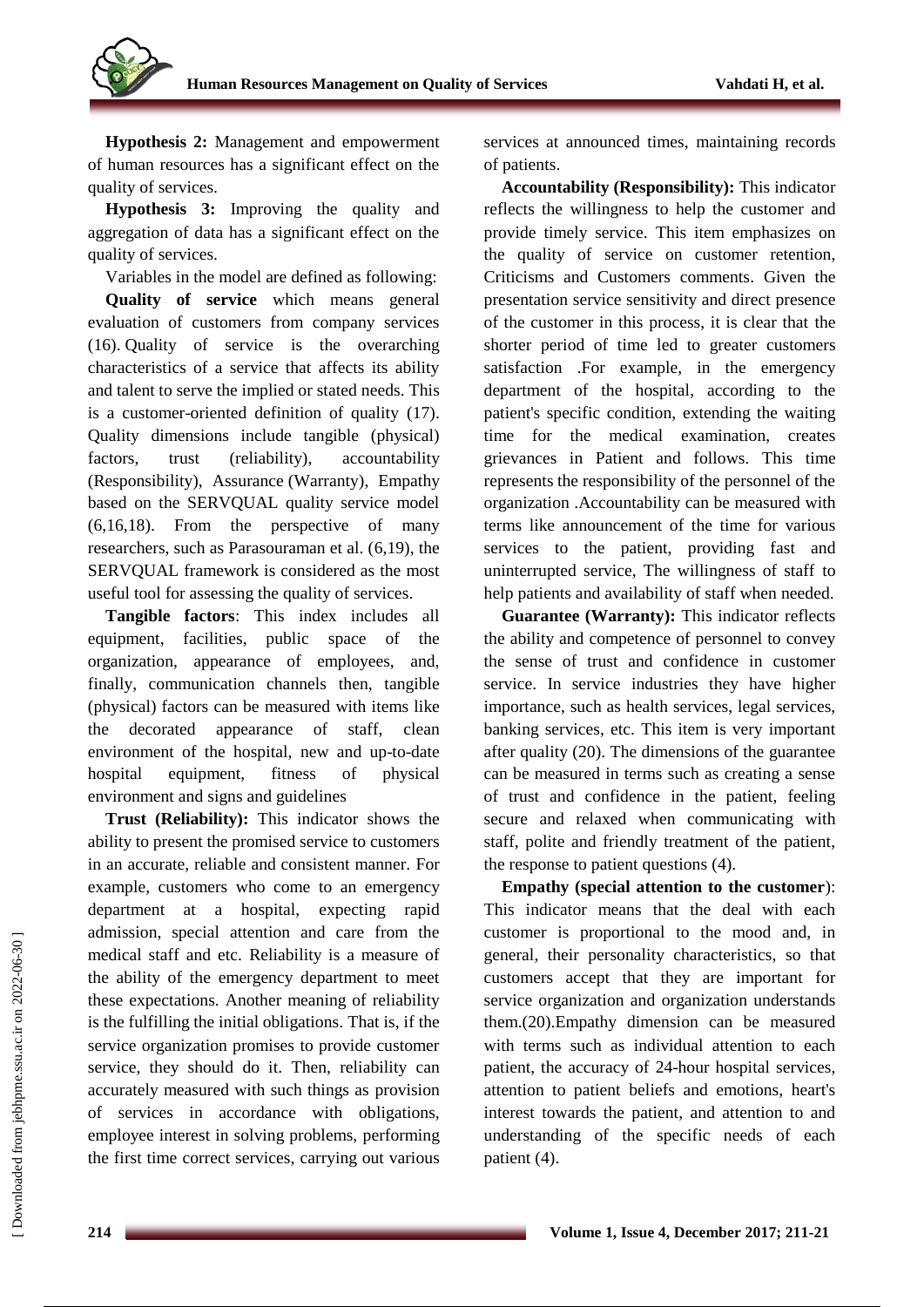**Hypothesis 2:** Management and empowerment of human resources has a significant effect on the quality of services.

**Hypothesis 3:** Improving the quality and aggregation of data has a significant effect on the quality of services.

Variables in the model are defined as following:

**Quality of service** which means general evaluation of customers from company services (16). Quality of service is the overarching characteristics of a service that affects its ability and talent to serve the implied or stated needs. This is a customer-oriented definition of quality (17). Quality dimensions include tangible (physical) factors, trust (reliability), accountability (Responsibility), Assurance (Warranty), Empathy based on the SERVQUAL quality service model (6,16,18). From the perspective of many researchers, such as Parasouraman et al. (6,19), the SERVQUAL framework is considered as the most useful tool for assessing the quality of services.

**Tangible factors**: This index includes all equipment, facilities, public space of the organization, appearance of employees, and, finally, communication channels then, tangible (physical) factors can be measured with items like the decorated appearance of staff, clean environment of the hospital, new and up-to-date hospital equipment, fitness of physical environment and signs and guidelines

**Trust (Reliability):** This indicator shows the ability to present the promised service to customers in an accurate, reliable and consistent manner. For example, customers who come to an emergency department at a hospital, expecting rapid admission, special attention and care from the medical staff and etc. Reliability is a measure of the ability of the emergency department to meet these expectations. Another meaning of reliability is the fulfilling the initial obligations. That is, if the service organization promises to provide customer service, they should do it. Then, reliability can accurately measured with such things as provision of services in accordance with obligations, employee interest in solving problems, performing the first time correct services, carrying out various services at announced times, maintaining records of patients.

**Accountability (Responsibility):** This indicator reflects the willingness to help the customer and provide timely service. This item emphasizes on the quality of service on customer retention, Criticisms and Customers comments. Given the presentation service sensitivity and direct presence of the customer in this process, it is clear that the shorter period of time led to greater customers satisfaction .For example, in the emergency department of the hospital, according to the patient's specific condition, extending the waiting time for the medical examination, creates grievances in Patient and follows. This time represents the responsibility of the personnel of the organization .Accountability can be measured with terms like announcement of the time for various services to the patient, providing fast and uninterrupted service, The willingness of staff to help patients and availability of staff when needed.

**Guarantee (Warranty):** This indicator reflects the ability and competence of personnel to convey the sense of trust and confidence in customer service. In service industries they have higher importance, such as health services, legal services, banking services, etc. This item is very important after quality (20). The dimensions of the guarantee can be measured in terms such as creating a sense of trust and confidence in the patient, feeling secure and relaxed when communicating with staff, polite and friendly treatment of the patient, the response to patient questions (4).

**Empathy (special attention to the customer**): This indicator means that the deal with each customer is proportional to the mood and, in general, their personality characteristics, so that customers accept that they are important for service organization and organization understands them.(20).Empathy dimension can be measured with terms such as individual attention to each patient, the accuracy of 24-hour hospital services, attention to patient beliefs and emotions, heart's interest towards the patient, and attention to and understanding of the specific needs of each patient (4).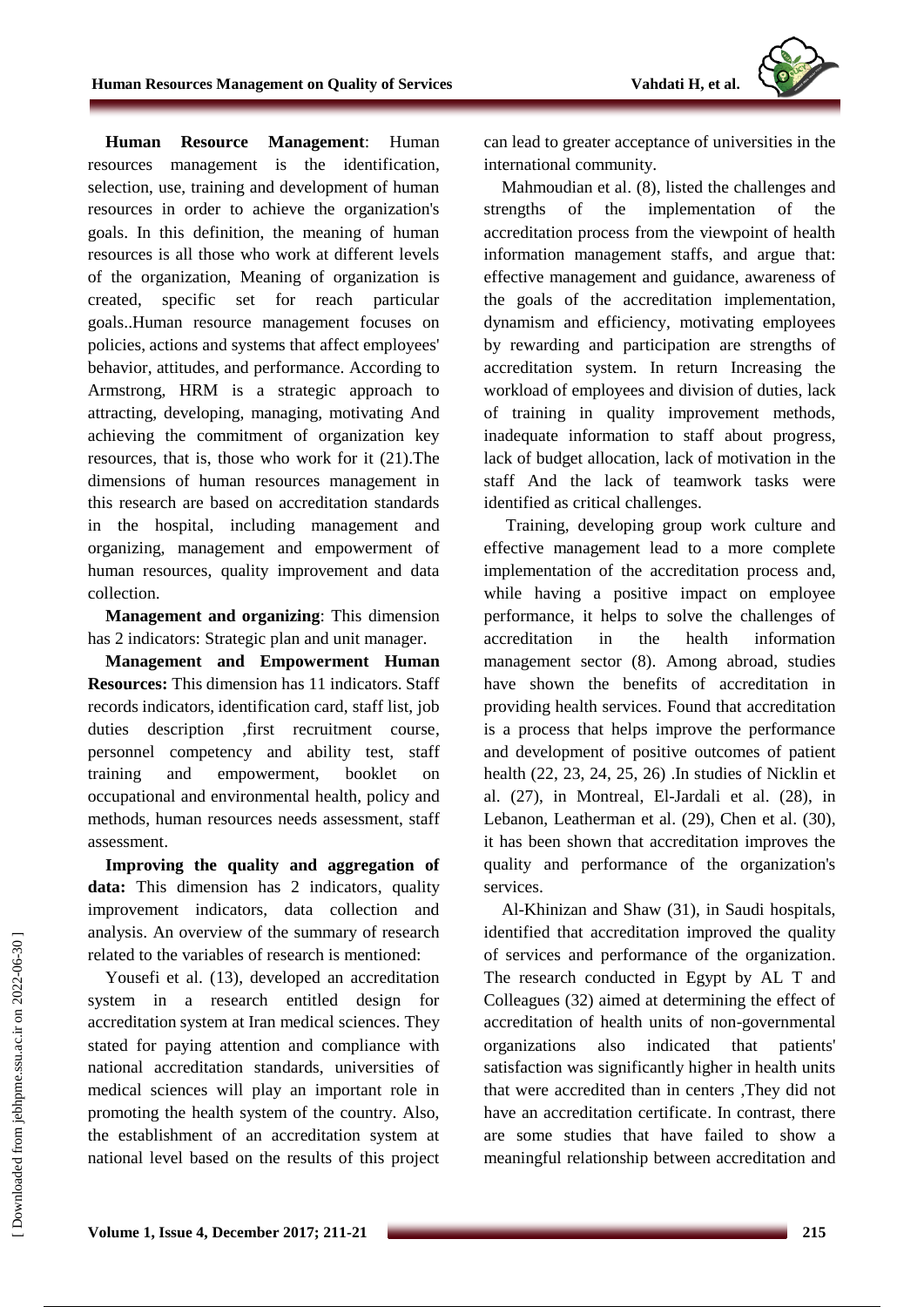**Human Resource Management**: Human resources management is the identification, selection, use, training and development of human resources in order to achieve the organization's goals. In this definition, the meaning of human resources is all those who work at different levels of the organization, Meaning of organization is created, specific set for reach particular goals..Human resource management focuses on policies, actions and systems that affect employees' behavior, attitudes, and performance. According to Armstrong, HRM is a strategic approach to attracting, developing, managing, motivating And achieving the commitment of organization key resources, that is, those who work for it (21).The dimensions of human resources management in this research are based on accreditation standards in the hospital, including management and organizing, management and empowerment of human resources, quality improvement and data collection.

**Management and organizing**: This dimension has 2 indicators: Strategic plan and unit manager.

**Management and Empowerment Human Resources:** This dimension has 11 indicators. Staff records indicators, identification card, staff list, job duties description ,first recruitment course, personnel competency and ability test, staff training and empowerment, booklet on occupational and environmental health, policy and methods, human resources needs assessment, staff assessment.

**Improving the quality and aggregation of data:** This dimension has 2 indicators, quality improvement indicators, data collection and analysis. An overview of the summary of research related to the variables of research is mentioned:

Yousefi et al. (13), developed an accreditation system in a research entitled design for accreditation system at Iran medical sciences. They stated for paying attention and compliance with national accreditation standards, universities of medical sciences will play an important role in promoting the health system of the country. Also, the establishment of an accreditation system at national level based on the results of this project can lead to greater acceptance of universities in the international community.

Mahmoudian et al. (8), listed the challenges and strengths of the implementation of the accreditation process from the viewpoint of health information management staffs, and argue that: effective management and guidance, awareness of the goals of the accreditation implementation, dynamism and efficiency, motivating employees by rewarding and participation are strengths of accreditation system. In return Increasing the workload of employees and division of duties, lack of training in quality improvement methods, inadequate information to staff about progress, lack of budget allocation, lack of motivation in the staff And the lack of teamwork tasks were identified as critical challenges.

Training, developing group work culture and effective management lead to a more complete implementation of the accreditation process and, while having a positive impact on employee performance, it helps to solve the challenges of accreditation in the health information management sector (8). Among abroad, studies have shown the benefits of accreditation in providing health services. Found that accreditation is a process that helps improve the performance and development of positive outcomes of patient health (22, 23, 24, 25, 26) .In studies of Nicklin et al. (27), in Montreal, El-Jardali et al. (28), in Lebanon, Leatherman et al. (29), Chen et al. (30), it has been shown that accreditation improves the quality and performance of the organization's services.

Al-Khinizan and Shaw (31), in Saudi hospitals, identified that accreditation improved the quality of services and performance of the organization. The research conducted in Egypt by AL T and Colleagues (32) aimed at determining the effect of accreditation of health units of non-governmental organizations also indicated that patients' satisfaction was significantly higher in health units that were accredited than in centers ,They did not have an accreditation certificate. In contrast, there are some studies that have failed to show a meaningful relationship between accreditation and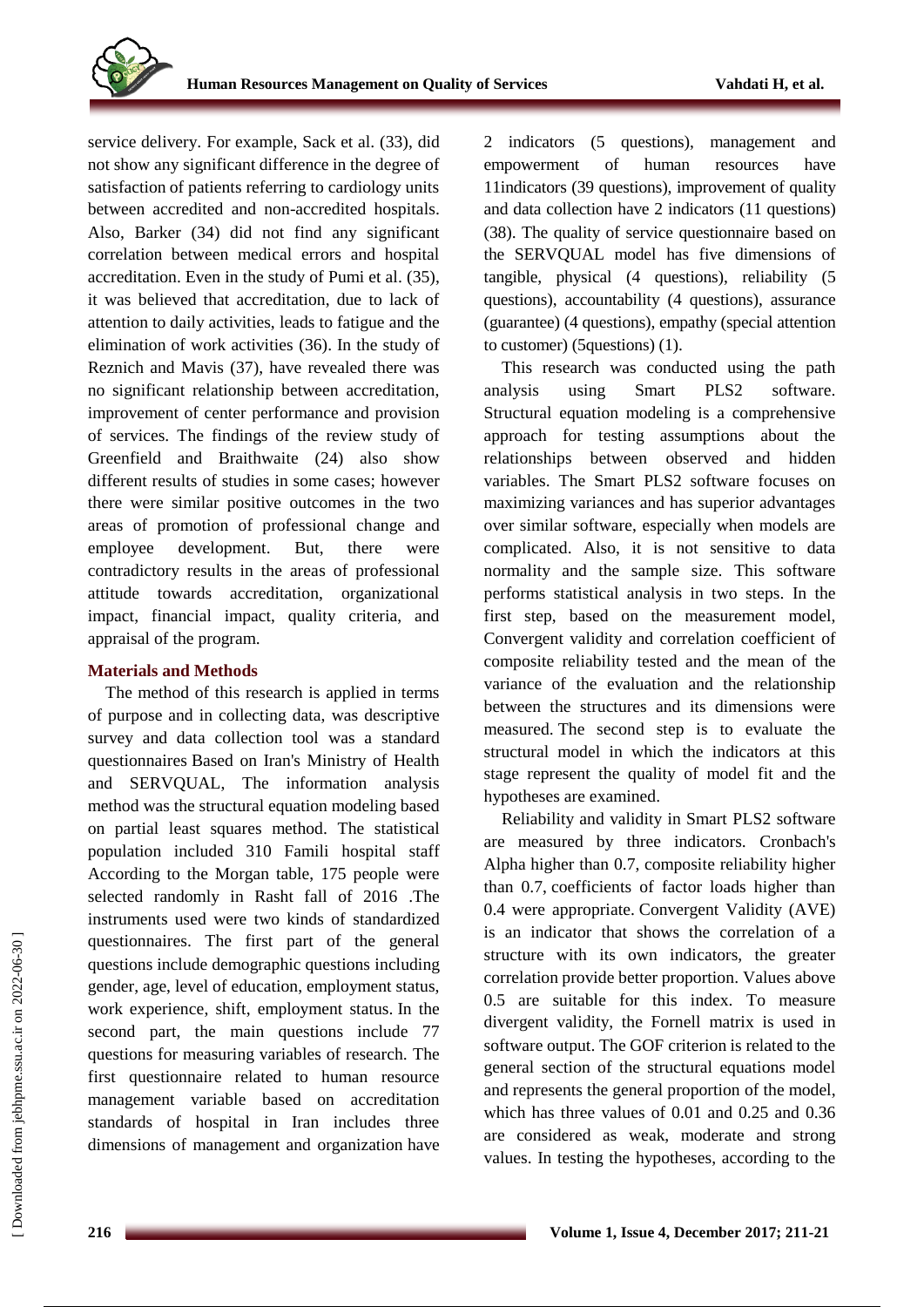service delivery. For example, Sack et al. (33), did not show any significant difference in the degree of satisfaction of patients referring to cardiology units between accredited and non-accredited hospitals. Also, Barker (34) did not find any significant correlation between medical errors and hospital accreditation. Even in the study of Pumi et al. (35), it was believed that accreditation, due to lack of attention to daily activities, leads to fatigue and the elimination of work activities (36). In the study of Reznich and Mavis (37), have revealed there was no significant relationship between accreditation, improvement of center performance and provision of services. The findings of the review study of Greenfield and Braithwaite (24) also show different results of studies in some cases; however there were similar positive outcomes in the two areas of promotion of professional change and employee development. But, there were contradictory results in the areas of professional attitude towards accreditation, organizational impact, financial impact, quality criteria, and appraisal of the program.

## Materials and Methods

The method of this research is applied in terms of purpose and in collecting data, was descriptive survey and data collection tool was a standard questionnaires Based on Iran's Ministry of Health and SERVQUAL, The information analysis method was the structural equation modeling based on partial least squares method. The statistical population included 310 Famili hospital staff According to the Morgan table, 175 people were selected randomly in Rasht fall of 2016 .The instruments used were two kinds of standardized questionnaires. The first part of the general questions include demographic questions including gender, age, level of education, employment status, work experience, shift, employment status. In the second part, the main questions include 77 questions for measuring variables of research. The first questionnaire related to human resource management variable based on accreditation standards of hospital in Iran includes three dimensions of management and organization have 2 indicators (5 questions), management and empowerment of human resources have 11indicators (39 questions), improvement of quality and data collection have 2 indicators (11 questions) (38). The quality of service questionnaire based on the SERVQUAL model has five dimensions of tangible, physical (4 questions), reliability (5 questions), accountability (4 questions), assurance (guarantee) (4 questions), empathy (special attention to customer) (5questions) (1).

This research was conducted using the path analysis using Smart PLS2 software. Structural equation modeling is a comprehensive approach for testing assumptions about the relationships between observed and hidden variables. The Smart PLS2 software focuses on maximizing variances and has superior advantages over similar software, especially when models are complicated. Also, it is not sensitive to data normality and the sample size. This software performs statistical analysis in two steps. In the first step, based on the measurement model, Convergent validity and correlation coefficient of composite reliability tested and the mean of the variance of the evaluation and the relationship between the structures and its dimensions were measured. The second step is to evaluate the structural model in which the indicators at this stage represent the quality of model fit and the hypotheses are examined.

Reliability and validity in Smart PLS2 software are measured by three indicators. Cronbach's Alpha higher than 0.7, composite reliability higher than 0.7, coefficients of factor loads higher than 0.4 were appropriate. Convergent Validity (AVE) is an indicator that shows the correlation of a structure with its own indicators, the greater correlation provide better proportion. Values above 0.5 are suitable for this index. To measure divergent validity, the Fornell matrix is used in software output. The GOF criterion is related to the general section of the structural equations model and represents the general proportion of the model, which has three values of 0.01 and 0.25 and 0.36 are considered as weak, moderate and strong values. In testing the hypotheses, according to the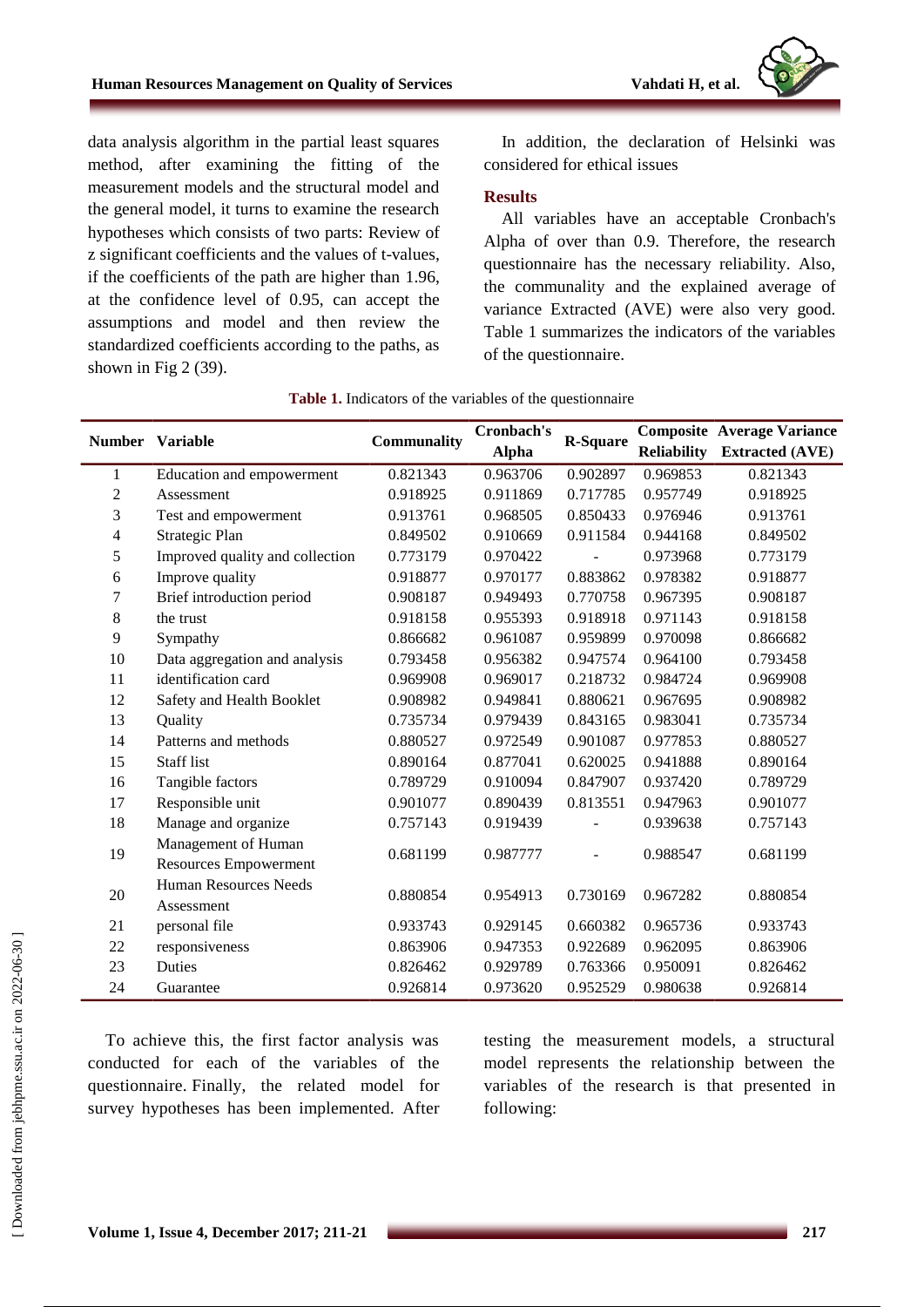data analysis algorithm in the partial least squares method, after examining the fitting of the measurement models and the structural model and the general model, it turns to examine the research hypotheses which consists of two parts: Review of z significant coefficients and the values of t-values, if the coefficients of the path are higher than 1.96, at the confidence level of 0.95, can accept the assumptions and model and then review the standardized coefficients according to the paths, as shown in Fig 2 (39).

In addition, the declaration of Helsinki was considered for ethical issues

## Results

All variables have an acceptable Cronbach's Alpha of over than 0.9. Therefore, the research questionnaire has the necessary reliability. Also, the communality and the explained average of variance Extracted (AVE) were also very good. Table 1 summarizes the indicators of the variables of the questionnaire.

**Table 1.** Indicators of the variables of the questionnaire

| Number | Variable | Communality | Cronbach's Alpha | R-Square | Composite Reliability | Average Variance Extracted (AVE) |
|---|---|---|---|---|---|---|
| 1 | Education and empowerment | 0.821343 | 0.963706 | 0.902897 | 0.969853 | 0.821343 |
| 2 | Assessment | 0.918925 | 0.911869 | 0.717785 | 0.957749 | 0.918925 |
| 3 | Test and empowerment | 0.913761 | 0.968505 | 0.850433 | 0.976946 | 0.913761 |
| 4 | Strategic Plan | 0.849502 | 0.910669 | 0.911584 | 0.944168 | 0.849502 |
| 5 | Improved quality and collection | 0.773179 | 0.970422 | - | 0.973968 | 0.773179 |
| 6 | Improve quality | 0.918877 | 0.970177 | 0.883862 | 0.978382 | 0.918877 |
| 7 | Brief introduction period | 0.908187 | 0.949493 | 0.770758 | 0.967395 | 0.908187 |
| 8 | the trust | 0.918158 | 0.955393 | 0.918918 | 0.971143 | 0.918158 |
| 9 | Sympathy | 0.866682 | 0.961087 | 0.959899 | 0.970098 | 0.866682 |
| 10 | Data aggregation and analysis | 0.793458 | 0.956382 | 0.947574 | 0.964100 | 0.793458 |
| 11 | identification card | 0.969908 | 0.969017 | 0.218732 | 0.984724 | 0.969908 |
| 12 | Safety and Health Booklet | 0.908982 | 0.949841 | 0.880621 | 0.967695 | 0.908982 |
| 13 | Quality | 0.735734 | 0.979439 | 0.843165 | 0.983041 | 0.735734 |
| 14 | Patterns and methods | 0.880527 | 0.972549 | 0.901087 | 0.977853 | 0.880527 |
| 15 | Staff list | 0.890164 | 0.877041 | 0.620025 | 0.941888 | 0.890164 |
| 16 | Tangible factors | 0.789729 | 0.910094 | 0.847907 | 0.937420 | 0.789729 |
| 17 | Responsible unit | 0.901077 | 0.890439 | 0.813551 | 0.947963 | 0.901077 |
| 18 | Manage and organize | 0.757143 | 0.919439 | - | 0.939638 | 0.757143 |
| 19 | Management of Human Resources Empowerment | 0.681199 | 0.987777 | - | 0.988547 | 0.681199 |
| 20 | Human Resources Needs Assessment | 0.880854 | 0.954913 | 0.730169 | 0.967282 | 0.880854 |
| 21 | personal file | 0.933743 | 0.929145 | 0.660382 | 0.965736 | 0.933743 |
| 22 | responsiveness | 0.863906 | 0.947353 | 0.922689 | 0.962095 | 0.863906 |
| 23 | Duties | 0.826462 | 0.929789 | 0.763366 | 0.950091 | 0.826462 |
| 24 | Guarantee | 0.926814 | 0.973620 | 0.952529 | 0.980638 | 0.926814 |

To achieve this, the first factor analysis was conducted for each of the variables of the questionnaire. Finally, the related model for survey hypotheses has been implemented. After testing the measurement models, a structural model represents the relationship between the variables of the research is that presented in following: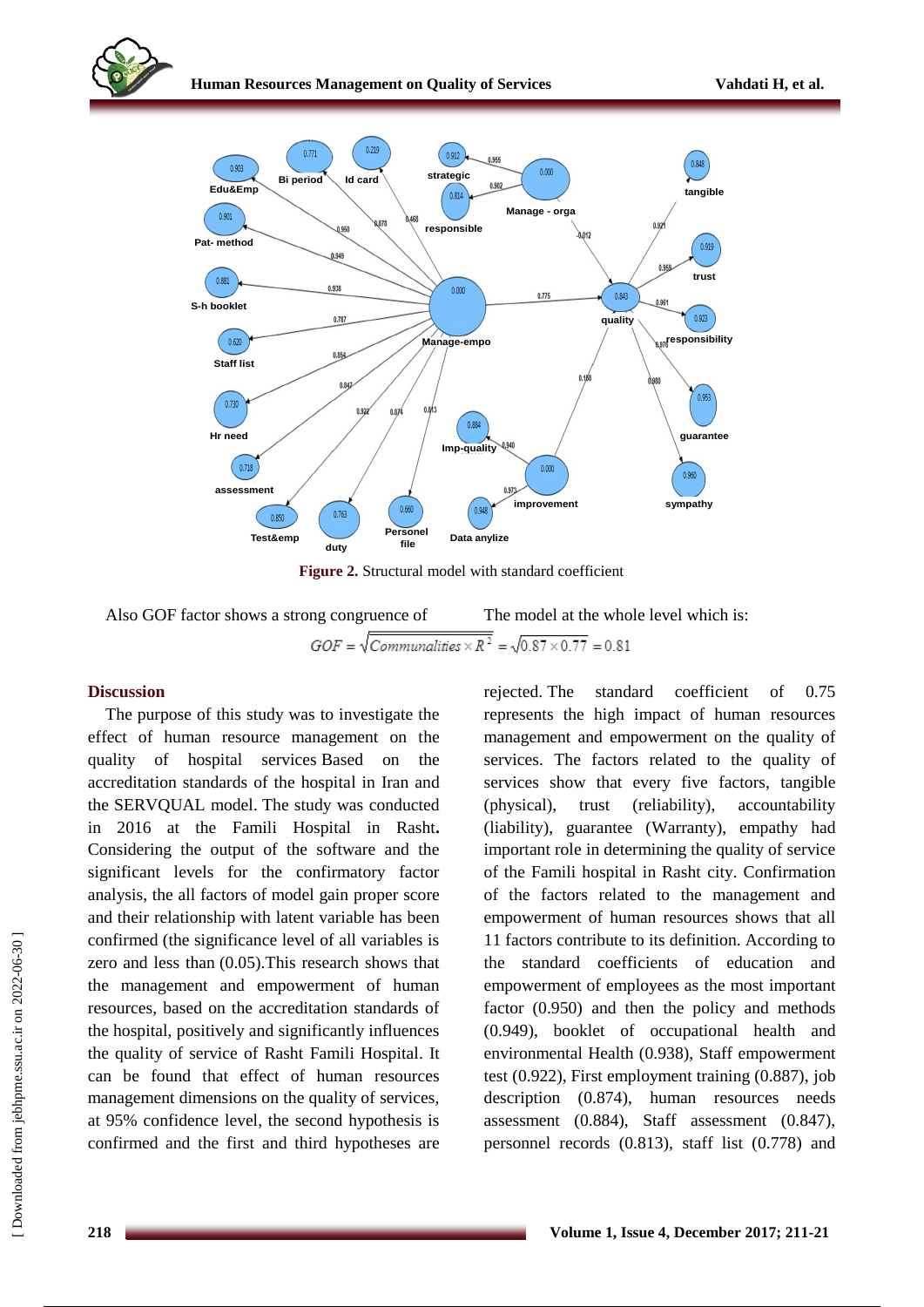**Figure 2.** Structural model with standard coefficient

Also GOF factor shows a strong congruence of The model at the whole level which is:

$$GOF = \sqrt{Communalities \times R^2} = \sqrt{0.87 \times 0.77} = 0.81$$

## Discussion

The purpose of this study was to investigate the effect of human resource management on the quality of hospital services Based on the accreditation standards of the hospital in Iran and the SERVQUAL model. The study was conducted in 2016 at the Famili Hospital in Rasht**.** Considering the output of the software and the significant levels for the confirmatory factor analysis, the all factors of model gain proper score and their relationship with latent variable has been confirmed (the significance level of all variables is zero and less than (0.05).This research shows that the management and empowerment of human resources, based on the accreditation standards of the hospital, positively and significantly influences the quality of service of Rasht Famili Hospital. It can be found that effect of human resources management dimensions on the quality of services, at 95% confidence level, the second hypothesis is confirmed and the first and third hypotheses are rejected. The standard coefficient of 0.75 represents the high impact of human resources management and empowerment on the quality of services. The factors related to the quality of services show that every five factors, tangible (physical), trust (reliability), accountability (liability), guarantee (Warranty), empathy had important role in determining the quality of service of the Famili hospital in Rasht city. Confirmation of the factors related to the management and empowerment of human resources shows that all 11 factors contribute to its definition. According to the standard coefficients of education and empowerment of employees as the most important factor (0.950) and then the policy and methods (0.949), booklet of occupational health and environmental Health (0.938), Staff empowerment test (0.922), First employment training (0.887), job description (0.874), human resources needs assessment (0.884), Staff assessment (0.847), personnel records (0.813), staff list (0.778) and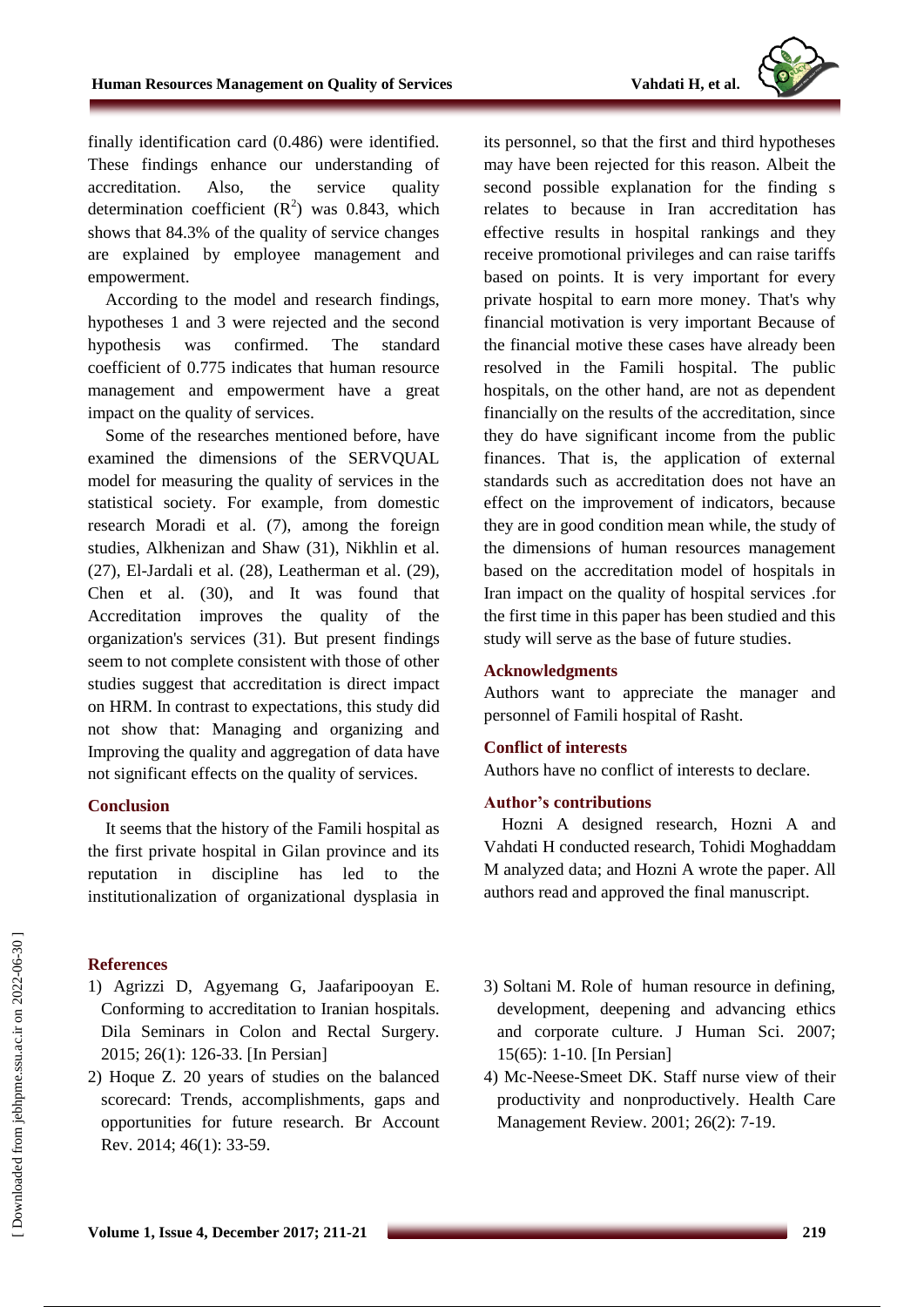finally identification card (0.486) were identified. These findings enhance our understanding of accreditation. Also, the service quality determination coefficient ($R^2$) was 0.843, which shows that 84.3% of the quality of service changes are explained by employee management and empowerment.

According to the model and research findings, hypotheses 1 and 3 were rejected and the second hypothesis was confirmed. The standard coefficient of 0.775 indicates that human resource management and empowerment have a great impact on the quality of services.

Some of the researches mentioned before, have examined the dimensions of the SERVQUAL model for measuring the quality of services in the statistical society. For example, from domestic research Moradi et al. (7), among the foreign studies, Alkhenizan and Shaw (31), Nikhlin et al. (27), El-Jardali et al. (28), Leatherman et al. (29), Chen et al. (30), and It was found that Accreditation improves the quality of the organization's services (31). But present findings seem to not complete consistent with those of other studies suggest that accreditation is direct impact on HRM. In contrast to expectations, this study did not show that: Managing and organizing and Improving the quality and aggregation of data have not significant effects on the quality of services.

## Conclusion

It seems that the history of the Famili hospital as the first private hospital in Gilan province and its reputation in discipline has led to the institutionalization of organizational dysplasia in its personnel, so that the first and third hypotheses may have been rejected for this reason. Albeit the second possible explanation for the finding s relates to because in Iran accreditation has effective results in hospital rankings and they receive promotional privileges and can raise tariffs based on points. It is very important for every private hospital to earn more money. That's why financial motivation is very important Because of the financial motive these cases have already been resolved in the Famili hospital. The public hospitals, on the other hand, are not as dependent financially on the results of the accreditation, since they do have significant income from the public finances. That is, the application of external standards such as accreditation does not have an effect on the improvement of indicators, because they are in good condition mean while, the study of the dimensions of human resources management based on the accreditation model of hospitals in Iran impact on the quality of hospital services .for the first time in this paper has been studied and this study will serve as the base of future studies.

## Acknowledgments

Authors want to appreciate the manager and personnel of Famili hospital of Rasht.

## Conflict of interests

Authors have no conflict of interests to declare.

## Author's contributions

Hozni A designed research, Hozni A and Vahdati H conducted research, Tohidi Moghaddam M analyzed data; and Hozni A wrote the paper. All authors read and approved the final manuscript.

## References

1) Agrizzi D, Agyemang G, Jaafaripooyan E. Conforming to accreditation to Iranian hospitals. Dila Seminars in Colon and Rectal Surgery. 2015; 26(1): 126-33. [In Persian]
2) Hoque Z. 20 years of studies on the balanced scorecard: Trends, accomplishments, gaps and opportunities for future research. Br Account Rev. 2014; 46(1): 33-59.
3) Soltani M. Role of human resource in defining, development, deepening and advancing ethics and corporate culture. J Human Sci. 2007; 15(65): 1-10. [In Persian]
4) Mc-Neese-Smeet DK. Staff nurse view of their productivity and nonproductively. Health Care Management Review. 2001; 26(2): 7-19.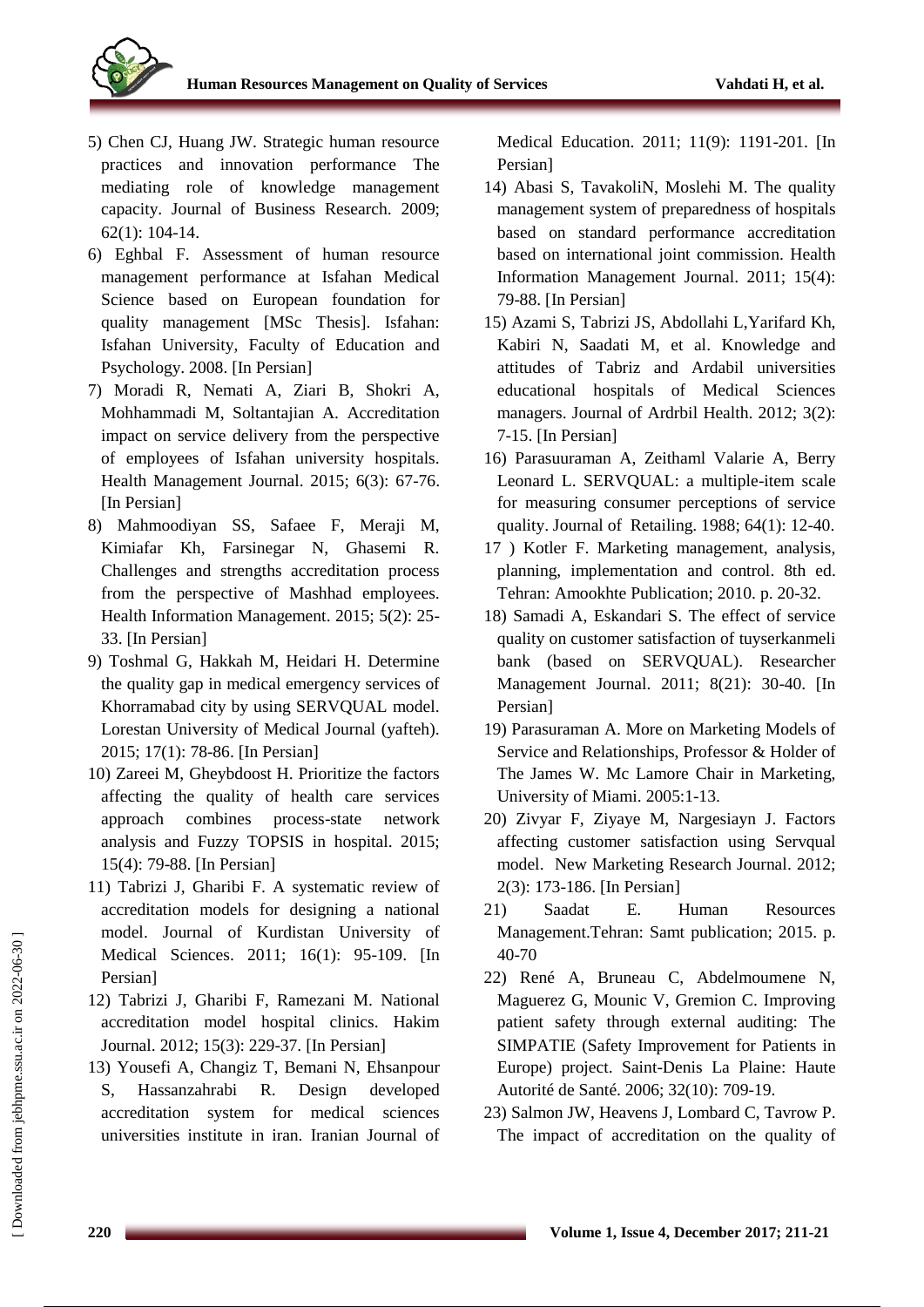5) Chen CJ, Huang JW. Strategic human resource practices and innovation performance The mediating role of knowledge management capacity. Journal of Business Research. 2009; 62(1): 104-14.
6) Eghbal F. Assessment of human resource management performance at Isfahan Medical Science based on European foundation for quality management [MSc Thesis]. Isfahan: Isfahan University, Faculty of Education and Psychology. 2008. [In Persian]
7) Moradi R, Nemati A, Ziari B, Shokri A, Mohhammadi M, Soltantajian A. Accreditation impact on service delivery from the perspective of employees of Isfahan university hospitals. Health Management Journal. 2015; 6(3): 67-76. [In Persian]
8) Mahmoodiyan SS, Safaee F, Meraji M, Kimiafar Kh, Farsinegar N, Ghasemi R. Challenges and strengths accreditation process from the perspective of Mashhad employees. Health Information Management. 2015; 5(2): 25-33. [In Persian]
9) Toshmal G, Hakkah M, Heidari H. Determine the quality gap in medical emergency services of Khorramabad city by using SERVQUAL model. Lorestan University of Medical Journal (yafteh). 2015; 17(1): 78-86. [In Persian]
10) Zareei M, Gheybdoost H. Prioritize the factors affecting the quality of health care services approach combines process-state network analysis and Fuzzy TOPSIS in hospital. 2015; 15(4): 79-88. [In Persian]
11) Tabrizi J, Gharibi F. A systematic review of accreditation models for designing a national model. Journal of Kurdistan University of Medical Sciences. 2011; 16(1): 95-109. [In Persian]
12) Tabrizi J, Gharibi F, Ramezani M. National accreditation model hospital clinics. Hakim Journal. 2012; 15(3): 229-37. [In Persian]
13) Yousefi A, Changiz T, Bemani N, Ehsanpour S, Hassanzahrabi R. Design developed accreditation system for medical sciences universities institute in iran. Iranian Journal of Medical Education. 2011; 11(9): 1191-201. [In Persian]
14) Abasi S, TavakoliN, Moslehi M. The quality management system of preparedness of hospitals based on standard performance accreditation based on international joint commission. Health Information Management Journal. 2011; 15(4): 79-88. [In Persian]
15) Azami S, Tabrizi JS, Abdollahi L,Yarifard Kh, Kabiri N, Saadati M, et al. Knowledge and attitudes of Tabriz and Ardabil universities educational hospitals of Medical Sciences managers. Journal of Ardrbil Health. 2012; 3(2): 7-15. [In Persian]
16) Parasuuraman A, Zeithaml Valarie A, Berry Leonard L. SERVQUAL: a multiple-item scale for measuring consumer perceptions of service quality. Journal of Retailing. 1988; 64(1): 12-40.
17 ) Kotler F. Marketing management, analysis, planning, implementation and control. 8th ed. Tehran: Amookhte Publication; 2010. p. 20-32.
18) Samadi A, Eskandari S. The effect of service quality on customer satisfaction of tuyserkanmeli bank (based on SERVQUAL). Researcher Management Journal. 2011; 8(21): 30-40. [In Persian]
19) Parasuraman A. More on Marketing Models of Service and Relationships, Professor & Holder of The James W. Mc Lamore Chair in Marketing, University of Miami. 2005:1-13.
20) Zivyar F, Ziyaye M, Nargesiayn J. Factors affecting customer satisfaction using Servqual model. New Marketing Research Journal. 2012; 2(3): 173-186. [In Persian]
21) Saadat E. Human Resources Management.Tehran: Samt publication; 2015. p. 40-70
22) René A, Bruneau C, Abdelmoumene N, Maguerez G, Mounic V, Gremion C. Improving patient safety through external auditing: The SIMPATIE (Safety Improvement for Patients in Europe) project. Saint-Denis La Plaine: Haute Autorité de Santé. 2006; 32(10): 709-19.
23) Salmon JW, Heavens J, Lombard C, Tavrow P. The impact of accreditation on the quality of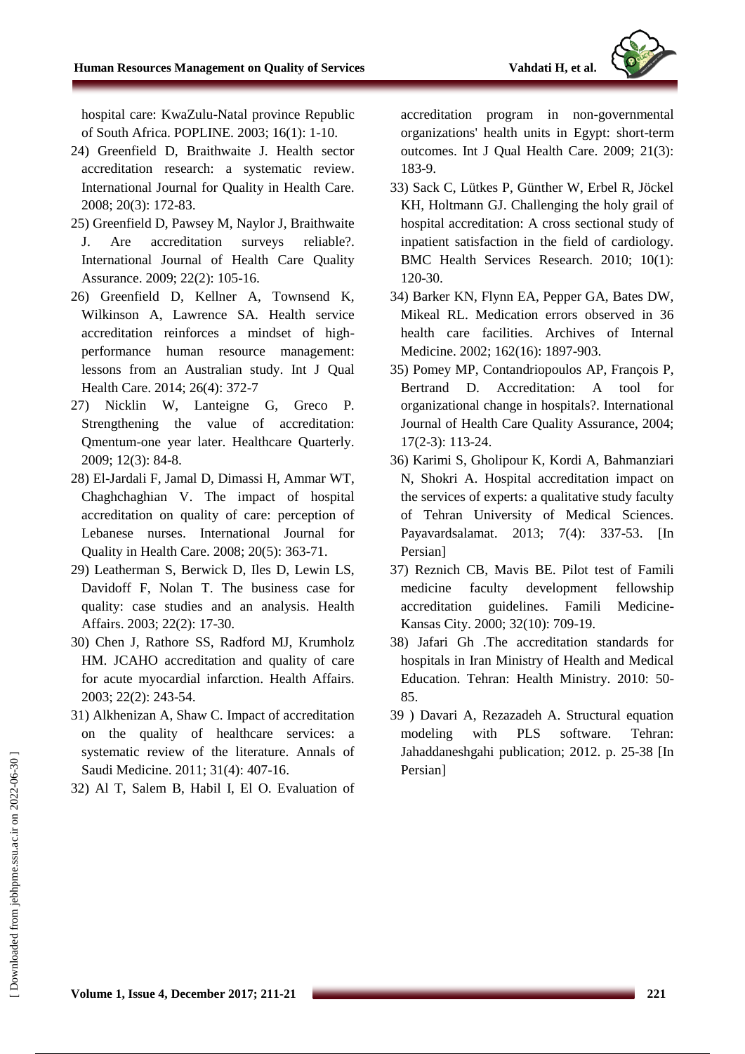hospital care: KwaZulu-Natal province Republic of South Africa. POPLINE. 2003; 16(1): 1-10.

24) Greenfield D, Braithwaite J. Health sector accreditation research: a systematic review. International Journal for Quality in Health Care. 2008; 20(3): 172-83.

25) Greenfield D, Pawsey M, Naylor J, Braithwaite J. Are accreditation surveys reliable?. International Journal of Health Care Quality Assurance. 2009; 22(2): 105-16.

26) Greenfield D, Kellner A, Townsend K, Wilkinson A, Lawrence SA. Health service accreditation reinforces a mindset of high-performance human resource management: lessons from an Australian study. Int J Qual Health Care. 2014; 26(4): 372-7

27) Nicklin W, Lanteigne G, Greco P. Strengthening the value of accreditation: Qmentum-one year later. Healthcare Quarterly. 2009; 12(3): 84-8.

28) El-Jardali F, Jamal D, Dimassi H, Ammar WT, Chaghchaghian V. The impact of hospital accreditation on quality of care: perception of Lebanese nurses. International Journal for Quality in Health Care. 2008; 20(5): 363-71.

29) Leatherman S, Berwick D, Iles D, Lewin LS, Davidoff F, Nolan T. The business case for quality: case studies and an analysis. Health Affairs. 2003; 22(2): 17-30.

30) Chen J, Rathore SS, Radford MJ, Krumholz HM. JCAHO accreditation and quality of care for acute myocardial infarction. Health Affairs. 2003; 22(2): 243-54.

31) Alkhenizan A, Shaw C. Impact of accreditation on the quality of healthcare services: a systematic review of the literature. Annals of Saudi Medicine. 2011; 31(4): 407-16.

32) Al T, Salem B, Habil I, El O. Evaluation of accreditation program in non-governmental organizations' health units in Egypt: short-term outcomes. Int J Qual Health Care. 2009; 21(3): 183-9.

33) Sack C, Lütkes P, Günther W, Erbel R, Jöckel KH, Holtmann GJ. Challenging the holy grail of hospital accreditation: A cross sectional study of inpatient satisfaction in the field of cardiology. BMC Health Services Research. 2010; 10(1): 120-30.

34) Barker KN, Flynn EA, Pepper GA, Bates DW, Mikeal RL. Medication errors observed in 36 health care facilities. Archives of Internal Medicine. 2002; 162(16): 1897-903.

35) Pomey MP, Contandriopoulos AP, François P, Bertrand D. Accreditation: A tool for organizational change in hospitals?. International Journal of Health Care Quality Assurance, 2004; 17(2-3): 113-24.

36) Karimi S, Gholipour K, Kordi A, Bahmanziari N, Shokri A. Hospital accreditation impact on the services of experts: a qualitative study faculty of Tehran University of Medical Sciences. Payavardsalamat. 2013; 7(4): 337-53. [In Persian]

37) Reznich CB, Mavis BE. Pilot test of Famili medicine faculty development fellowship accreditation guidelines. Famili Medicine-Kansas City. 2000; 32(10): 709-19.

38) Jafari Gh .The accreditation standards for hospitals in Iran Ministry of Health and Medical Education. Tehran: Health Ministry. 2010: 50-85.

39 ) Davari A, Rezazadeh A. Structural equation modeling with PLS software. Tehran: Jahaddaneshgahi publication; 2012. p. 25-38 [In Persian]